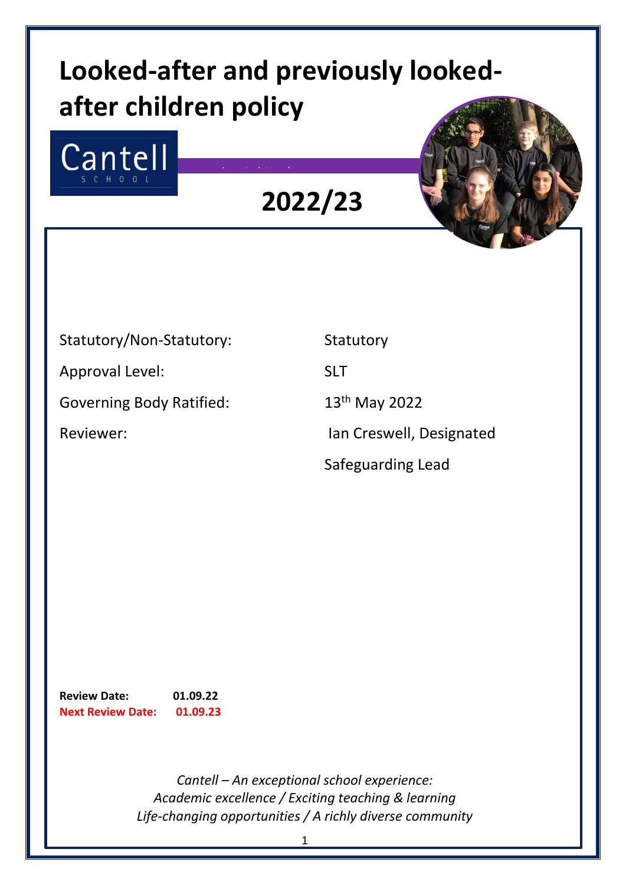# Looked-after and previously looked-after children policy

Cantell
SCHOOL

## 2022/23

| | |
|---|---|
| Statutory/Non-Statutory: | Statutory |
| Approval Level: | SLT |
| Governing Body Ratified: | 13th May 2022 |
| Reviewer: | Ian Creswell, Designated Safeguarding Lead |

**Review Date:** **01.09.22**
**Next Review Date:** **01.09.23**

*Cantell – An exceptional school experience:*
*Academic excellence / Exciting teaching & learning*
*Life-changing opportunities / A richly diverse community*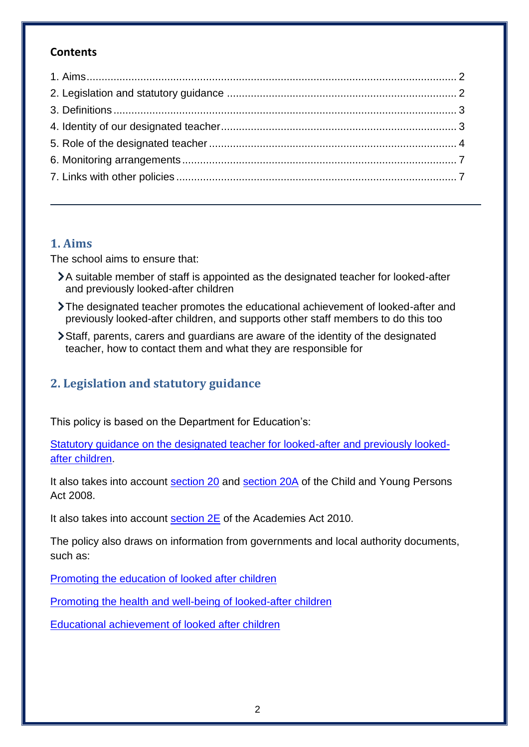**Contents**

1. Aims .......... 2
2. Legislation and statutory guidance .......... 2
3. Definitions .......... 3
4. Identity of our designated teacher .......... 3
5. Role of the designated teacher .......... 4
6. Monitoring arrangements .......... 7
7. Links with other policies .......... 7

---

## 1. Aims

The school aims to ensure that:

- A suitable member of staff is appointed as the designated teacher for looked-after and previously looked-after children
- The designated teacher promotes the educational achievement of looked-after and previously looked-after children, and supports other staff members to do this too
- Staff, parents, carers and guardians are aware of the identity of the designated teacher, how to contact them and what they are responsible for

## 2. Legislation and statutory guidance

This policy is based on the Department for Education's:

Statutory guidance on the designated teacher for looked-after and previously looked-after children.

It also takes into account section 20 and section 20A of the Child and Young Persons Act 2008.

It also takes into account section 2E of the Academies Act 2010.

The policy also draws on information from governments and local authority documents, such as:

Promoting the education of looked after children

Promoting the health and well-being of looked-after children

Educational achievement of looked after children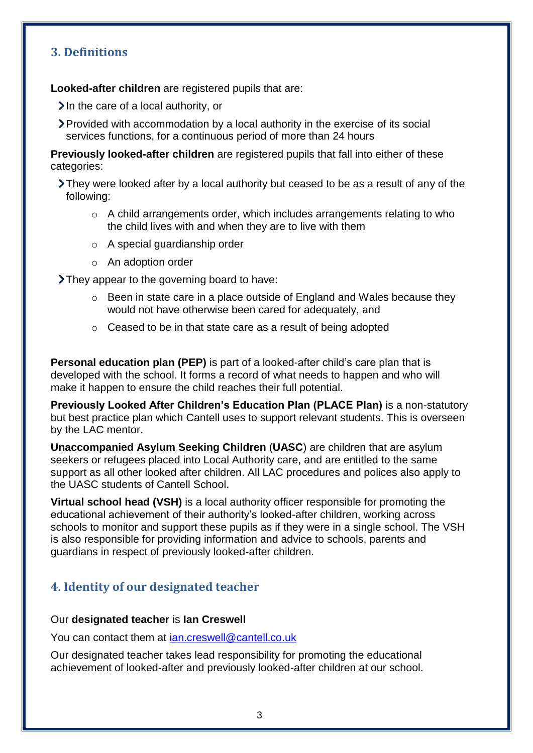## 3. Definitions

**Looked-after children** are registered pupils that are:

- In the care of a local authority, or
- Provided with accommodation by a local authority in the exercise of its social services functions, for a continuous period of more than 24 hours

**Previously looked-after children** are registered pupils that fall into either of these categories:

- They were looked after by a local authority but ceased to be as a result of any of the following:
    - A child arrangements order, which includes arrangements relating to who the child lives with and when they are to live with them
    - A special guardianship order
    - An adoption order
- They appear to the governing board to have:
    - Been in state care in a place outside of England and Wales because they would not have otherwise been cared for adequately, and
    - Ceased to be in that state care as a result of being adopted

**Personal education plan (PEP)** is part of a looked-after child's care plan that is developed with the school. It forms a record of what needs to happen and who will make it happen to ensure the child reaches their full potential.

**Previously Looked After Children's Education Plan (PLACE Plan)** is a non-statutory but best practice plan which Cantell uses to support relevant students. This is overseen by the LAC mentor.

**Unaccompanied Asylum Seeking Children** (**UASC**) are children that are asylum seekers or refugees placed into Local Authority care, and are entitled to the same support as all other looked after children. All LAC procedures and polices also apply to the UASC students of Cantell School.

**Virtual school head (VSH)** is a local authority officer responsible for promoting the educational achievement of their authority's looked-after children, working across schools to monitor and support these pupils as if they were in a single school. The VSH is also responsible for providing information and advice to schools, parents and guardians in respect of previously looked-after children.

## 4. Identity of our designated teacher

Our **designated teacher** is **Ian Creswell**

You can contact them at ian.creswell@cantell.co.uk

Our designated teacher takes lead responsibility for promoting the educational achievement of looked-after and previously looked-after children at our school.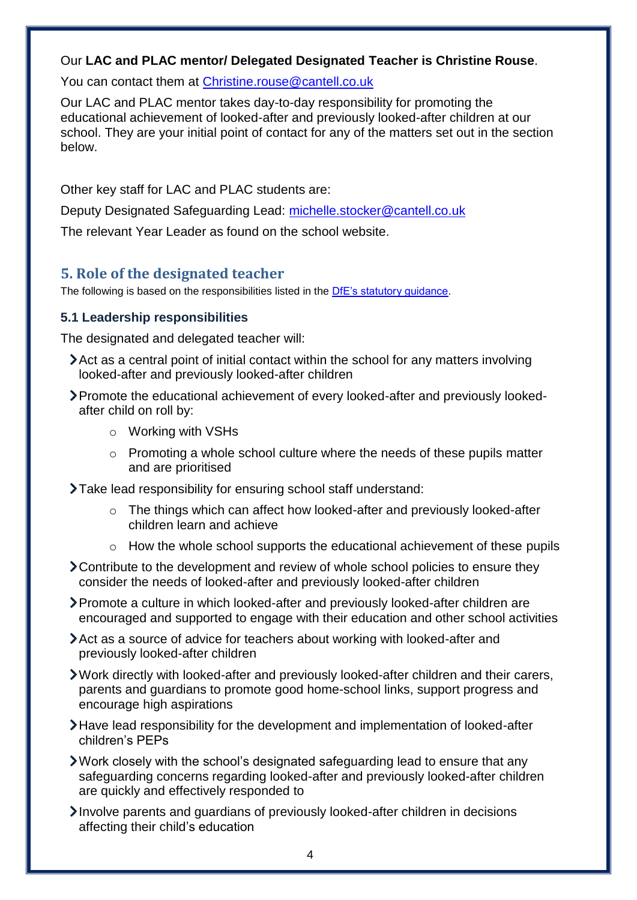Our **LAC and PLAC mentor/ Delegated Designated Teacher is Christine Rouse**.

You can contact them at Christine.rouse@cantell.co.uk

Our LAC and PLAC mentor takes day-to-day responsibility for promoting the educational achievement of looked-after and previously looked-after children at our school. They are your initial point of contact for any of the matters set out in the section below.

Other key staff for LAC and PLAC students are:

Deputy Designated Safeguarding Lead: michelle.stocker@cantell.co.uk

The relevant Year Leader as found on the school website.

## 5. Role of the designated teacher

The following is based on the responsibilities listed in the DfE's statutory guidance.

### 5.1 Leadership responsibilities

The designated and delegated teacher will:

- Act as a central point of initial contact within the school for any matters involving looked-after and previously looked-after children
- Promote the educational achievement of every looked-after and previously looked-after child on roll by:
    - Working with VSHs
    - Promoting a whole school culture where the needs of these pupils matter and are prioritised
- Take lead responsibility for ensuring school staff understand:
    - The things which can affect how looked-after and previously looked-after children learn and achieve
    - How the whole school supports the educational achievement of these pupils
- Contribute to the development and review of whole school policies to ensure they consider the needs of looked-after and previously looked-after children
- Promote a culture in which looked-after and previously looked-after children are encouraged and supported to engage with their education and other school activities
- Act as a source of advice for teachers about working with looked-after and previously looked-after children
- Work directly with looked-after and previously looked-after children and their carers, parents and guardians to promote good home-school links, support progress and encourage high aspirations
- Have lead responsibility for the development and implementation of looked-after children's PEPs
- Work closely with the school's designated safeguarding lead to ensure that any safeguarding concerns regarding looked-after and previously looked-after children are quickly and effectively responded to
- Involve parents and guardians of previously looked-after children in decisions affecting their child's education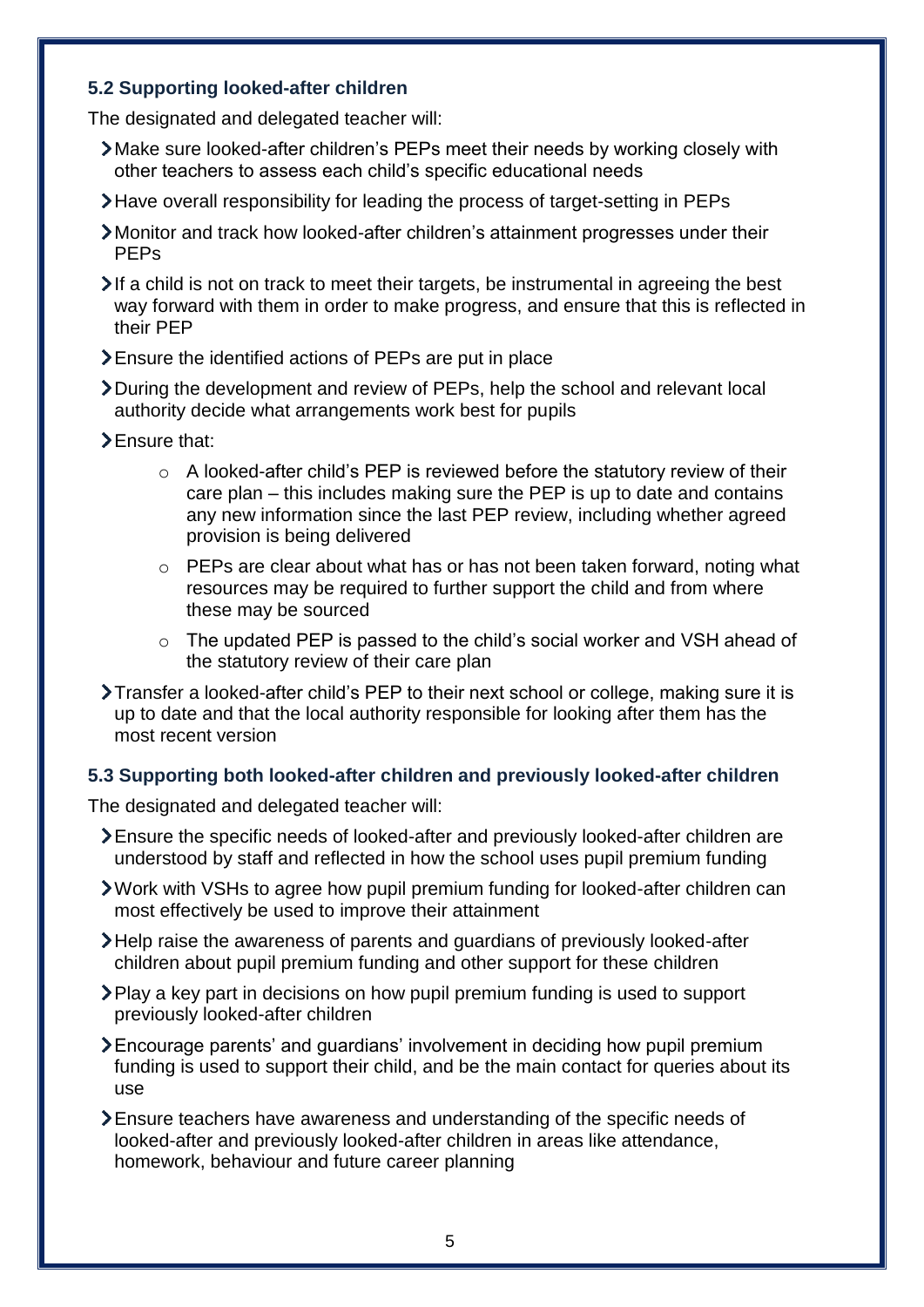### 5.2 Supporting looked-after children

The designated and delegated teacher will:

- Make sure looked-after children's PEPs meet their needs by working closely with other teachers to assess each child's specific educational needs
- Have overall responsibility for leading the process of target-setting in PEPs
- Monitor and track how looked-after children's attainment progresses under their PEPs
- If a child is not on track to meet their targets, be instrumental in agreeing the best way forward with them in order to make progress, and ensure that this is reflected in their PEP
- Ensure the identified actions of PEPs are put in place
- During the development and review of PEPs, help the school and relevant local authority decide what arrangements work best for pupils
- Ensure that:
    - A looked-after child's PEP is reviewed before the statutory review of their care plan – this includes making sure the PEP is up to date and contains any new information since the last PEP review, including whether agreed provision is being delivered
    - PEPs are clear about what has or has not been taken forward, noting what resources may be required to further support the child and from where these may be sourced
    - The updated PEP is passed to the child's social worker and VSH ahead of the statutory review of their care plan
- Transfer a looked-after child's PEP to their next school or college, making sure it is up to date and that the local authority responsible for looking after them has the most recent version

### 5.3 Supporting both looked-after children and previously looked-after children

The designated and delegated teacher will:

- Ensure the specific needs of looked-after and previously looked-after children are understood by staff and reflected in how the school uses pupil premium funding
- Work with VSHs to agree how pupil premium funding for looked-after children can most effectively be used to improve their attainment
- Help raise the awareness of parents and guardians of previously looked-after children about pupil premium funding and other support for these children
- Play a key part in decisions on how pupil premium funding is used to support previously looked-after children
- Encourage parents' and guardians' involvement in deciding how pupil premium funding is used to support their child, and be the main contact for queries about its use
- Ensure teachers have awareness and understanding of the specific needs of looked-after and previously looked-after children in areas like attendance, homework, behaviour and future career planning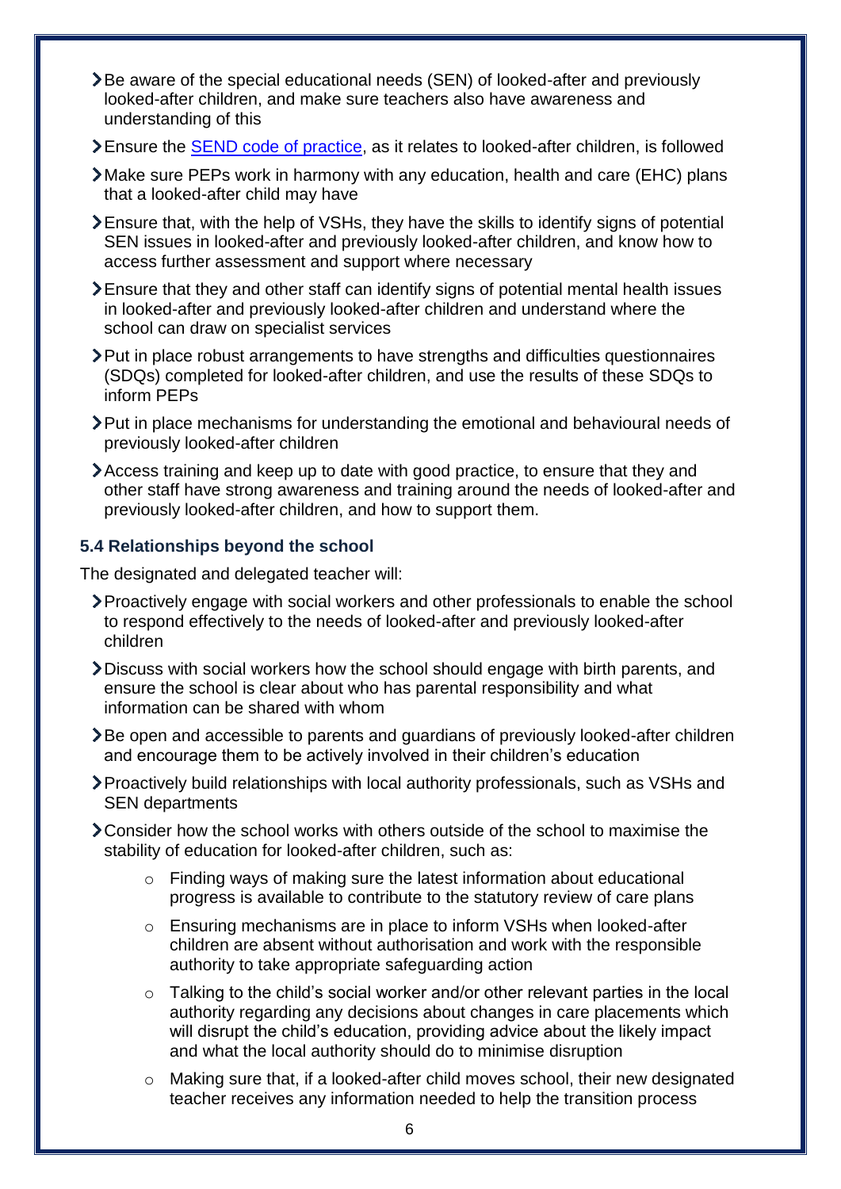- Be aware of the special educational needs (SEN) of looked-after and previously looked-after children, and make sure teachers also have awareness and understanding of this
- Ensure the [SEND code of practice](), as it relates to looked-after children, is followed
- Make sure PEPs work in harmony with any education, health and care (EHC) plans that a looked-after child may have
- Ensure that, with the help of VSHs, they have the skills to identify signs of potential SEN issues in looked-after and previously looked-after children, and know how to access further assessment and support where necessary
- Ensure that they and other staff can identify signs of potential mental health issues in looked-after and previously looked-after children and understand where the school can draw on specialist services
- Put in place robust arrangements to have strengths and difficulties questionnaires (SDQs) completed for looked-after children, and use the results of these SDQs to inform PEPs
- Put in place mechanisms for understanding the emotional and behavioural needs of previously looked-after children
- Access training and keep up to date with good practice, to ensure that they and other staff have strong awareness and training around the needs of looked-after and previously looked-after children, and how to support them.

### 5.4 Relationships beyond the school

The designated and delegated teacher will:

- Proactively engage with social workers and other professionals to enable the school to respond effectively to the needs of looked-after and previously looked-after children
- Discuss with social workers how the school should engage with birth parents, and ensure the school is clear about who has parental responsibility and what information can be shared with whom
- Be open and accessible to parents and guardians of previously looked-after children and encourage them to be actively involved in their children's education
- Proactively build relationships with local authority professionals, such as VSHs and SEN departments
- Consider how the school works with others outside of the school to maximise the stability of education for looked-after children, such as:
    - Finding ways of making sure the latest information about educational progress is available to contribute to the statutory review of care plans
    - Ensuring mechanisms are in place to inform VSHs when looked-after children are absent without authorisation and work with the responsible authority to take appropriate safeguarding action
    - Talking to the child's social worker and/or other relevant parties in the local authority regarding any decisions about changes in care placements which will disrupt the child's education, providing advice about the likely impact and what the local authority should do to minimise disruption
    - Making sure that, if a looked-after child moves school, their new designated teacher receives any information needed to help the transition process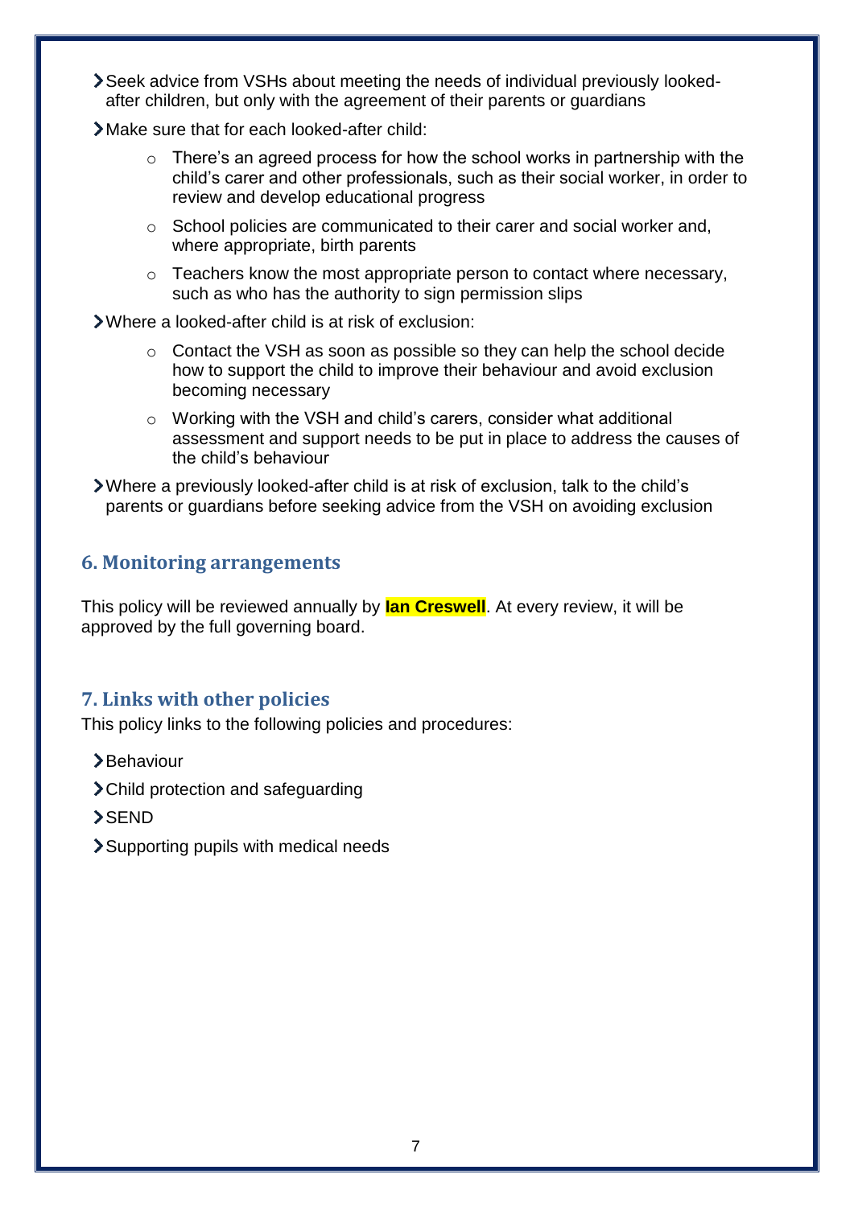- Seek advice from VSHs about meeting the needs of individual previously looked-after children, but only with the agreement of their parents or guardians
- Make sure that for each looked-after child:
  - There's an agreed process for how the school works in partnership with the child's carer and other professionals, such as their social worker, in order to review and develop educational progress
  - School policies are communicated to their carer and social worker and, where appropriate, birth parents
  - Teachers know the most appropriate person to contact where necessary, such as who has the authority to sign permission slips
- Where a looked-after child is at risk of exclusion:
  - Contact the VSH as soon as possible so they can help the school decide how to support the child to improve their behaviour and avoid exclusion becoming necessary
  - Working with the VSH and child's carers, consider what additional assessment and support needs to be put in place to address the causes of the child's behaviour
- Where a previously looked-after child is at risk of exclusion, talk to the child's parents or guardians before seeking advice from the VSH on avoiding exclusion

## 6. Monitoring arrangements

This policy will be reviewed annually by **Ian Creswell**. At every review, it will be approved by the full governing board.

## 7. Links with other policies

This policy links to the following policies and procedures:

- Behaviour
- Child protection and safeguarding
- SEND
- Supporting pupils with medical needs